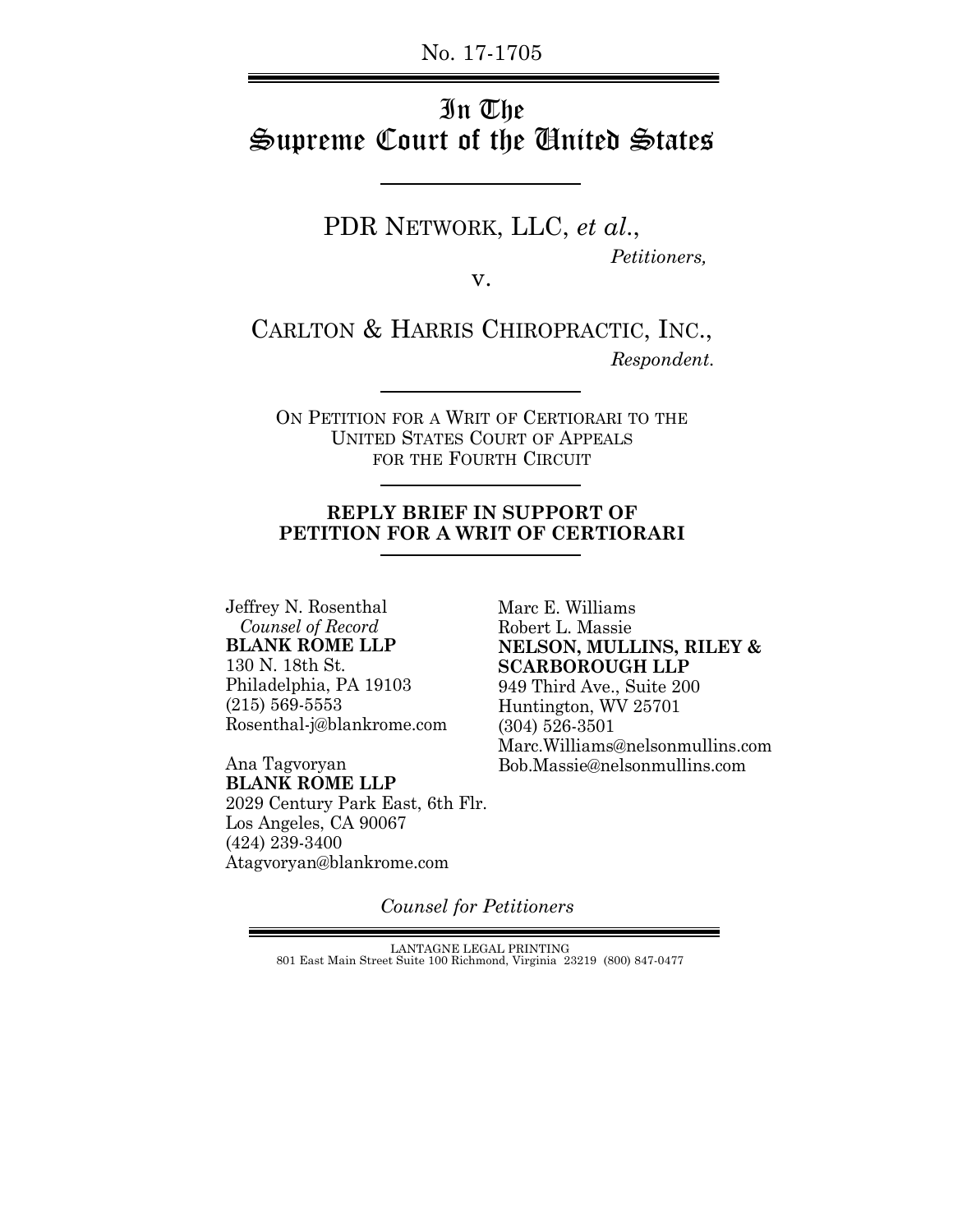No. 17-1705

# In The Supreme Court of the United States

PDR NETWORK, LLC, *et al.*,

*Petitioners,*

v.

CARLTON & HARRIS CHIROPRACTIC, INC.,

*Respondent.*

ON PETITION FOR A WRIT OF CERTIORARI TO THE UNITED STATES COURT OF APPEALS FOR THE FOURTH CIRCUIT

**REPLY BRIEF IN SUPPORT OF PETITION FOR A WRIT OF CERTIORARI**

Jeffrey N. Rosenthal
*Counsel of Record*
**BLANK ROME LLP**
130 N. 18th St.
Philadelphia, PA 19103
(215) 569-5553
Rosenthal-j@blankrome.com

Ana Tagvoryan
**BLANK ROME LLP**
2029 Century Park East, 6th Flr.
Los Angeles, CA 90067
(424) 239-3400
Atagvoryan@blankrome.com

Marc E. Williams
Robert L. Massie
**NELSON, MULLINS, RILEY & SCARBOROUGH LLP**
949 Third Ave., Suite 200
Huntington, WV 25701
(304) 526-3501
Marc.Williams@nelsonmullins.com
Bob.Massie@nelsonmullins.com

*Counsel for Petitioners*

LANTAGNE LEGAL PRINTING
801 East Main Street Suite 100 Richmond, Virginia 23219 (800) 847-0477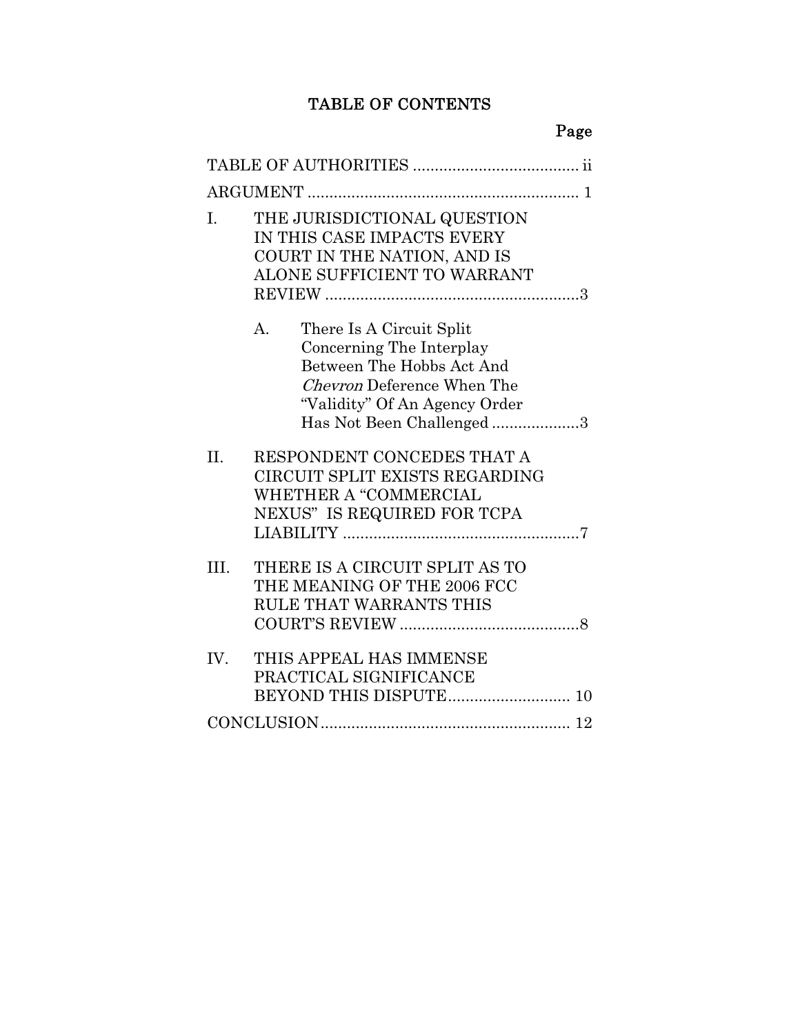# TABLE OF CONTENTS

| | Page |
|---|---|
| TABLE OF AUTHORITIES | ii |
| ARGUMENT | 1 |
| I. THE JURISDICTIONAL QUESTION IN THIS CASE IMPACTS EVERY COURT IN THE NATION, AND IS ALONE SUFFICIENT TO WARRANT REVIEW | 3 |
| A. There Is A Circuit Split Concerning The Interplay Between The Hobbs Act And *Chevron* Deference When The "Validity" Of An Agency Order Has Not Been Challenged | 3 |
| II. RESPONDENT CONCEDES THAT A CIRCUIT SPLIT EXISTS REGARDING WHETHER A "COMMERCIAL NEXUS" IS REQUIRED FOR TCPA LIABILITY | 7 |
| III. THERE IS A CIRCUIT SPLIT AS TO THE MEANING OF THE 2006 FCC RULE THAT WARRANTS THIS COURT'S REVIEW | 8 |
| IV. THIS APPEAL HAS IMMENSE PRACTICAL SIGNIFICANCE BEYOND THIS DISPUTE | 10 |
| CONCLUSION | 12 |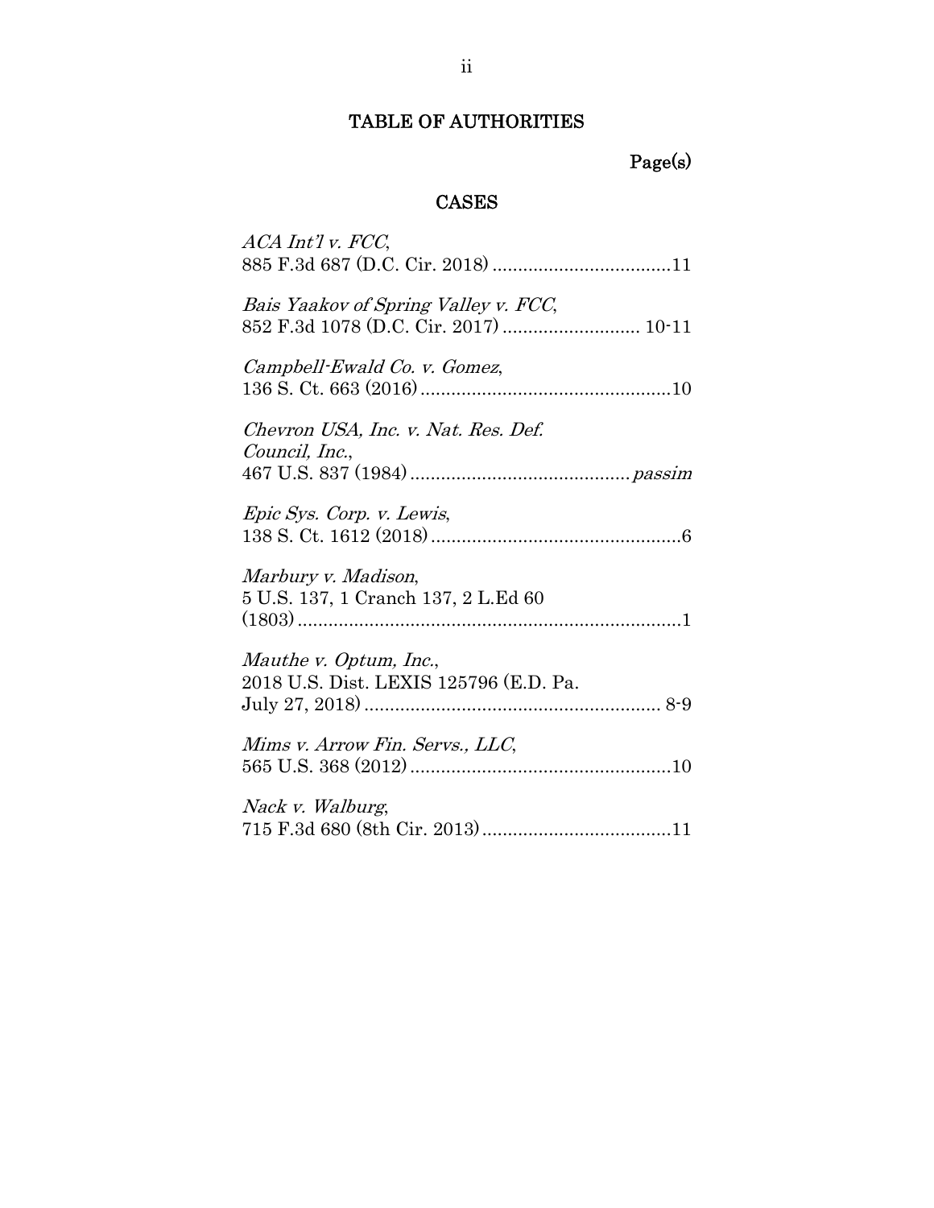# TABLE OF AUTHORITIES

Page(s)

## CASES

*ACA Int'l v. FCC*,
885 F.3d 687 (D.C. Cir. 2018) ....................................11

*Bais Yaakov of Spring Valley v. FCC*,
852 F.3d 1078 (D.C. Cir. 2017) ........................... 10-11

*Campbell-Ewald Co. v. Gomez*,
136 S. Ct. 663 (2016).................................................10

*Chevron USA, Inc. v. Nat. Res. Def. Council, Inc.*,
467 U.S. 837 (1984)...........................................*passim*

*Epic Sys. Corp. v. Lewis*,
138 S. Ct. 1612 (2018).................................................6

*Marbury v. Madison*,
5 U.S. 137, 1 Cranch 137, 2 L.Ed 60
(1803)...........................................................................1

*Mauthe v. Optum, Inc.*,
2018 U.S. Dist. LEXIS 125796 (E.D. Pa.
July 27, 2018).......................................................... 8-9

*Mims v. Arrow Fin. Servs., LLC*,
565 U.S. 368 (2012)...................................................10

*Nack v. Walburg*,
715 F.3d 680 (8th Cir. 2013).....................................11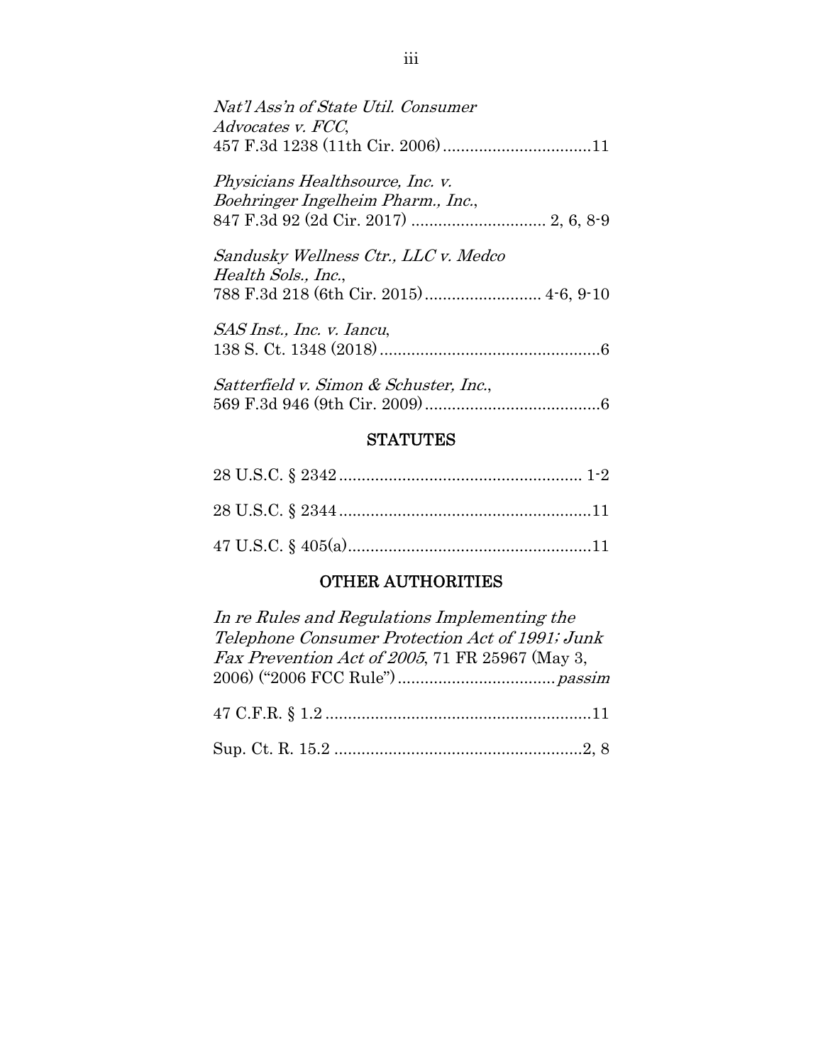*Nat'l Ass'n of State Util. Consumer Advocates v. FCC*,
457 F.3d 1238 (11th Cir. 2006) ................................11

*Physicians Healthsource, Inc. v. Boehringer Ingelheim Pharm., Inc.*,
847 F.3d 92 (2d Cir. 2017) ............................. 2, 6, 8-9

*Sandusky Wellness Ctr., LLC v. Medco Health Sols., Inc.*,
788 F.3d 218 (6th Cir. 2015) ......................... 4-6, 9-10

*SAS Inst., Inc. v. Iancu*,
138 S. Ct. 1348 (2018) ................................................6

*Satterfield v. Simon & Schuster, Inc.*,
569 F.3d 946 (9th Cir. 2009) .......................................6

## STATUTES

28 U.S.C. § 2342 ..................................................... 1-2

28 U.S.C. § 2344 .......................................................11

47 U.S.C. § 405(a).....................................................11

## OTHER AUTHORITIES

*In re Rules and Regulations Implementing the Telephone Consumer Protection Act of 1991; Junk Fax Prevention Act of 2005*, 71 FR 25967 (May 3, 2006) ("2006 FCC Rule") .................................. *passim*

47 C.F.R. § 1.2 ..........................................................11

Sup. Ct. R. 15.2 .......................................................2, 8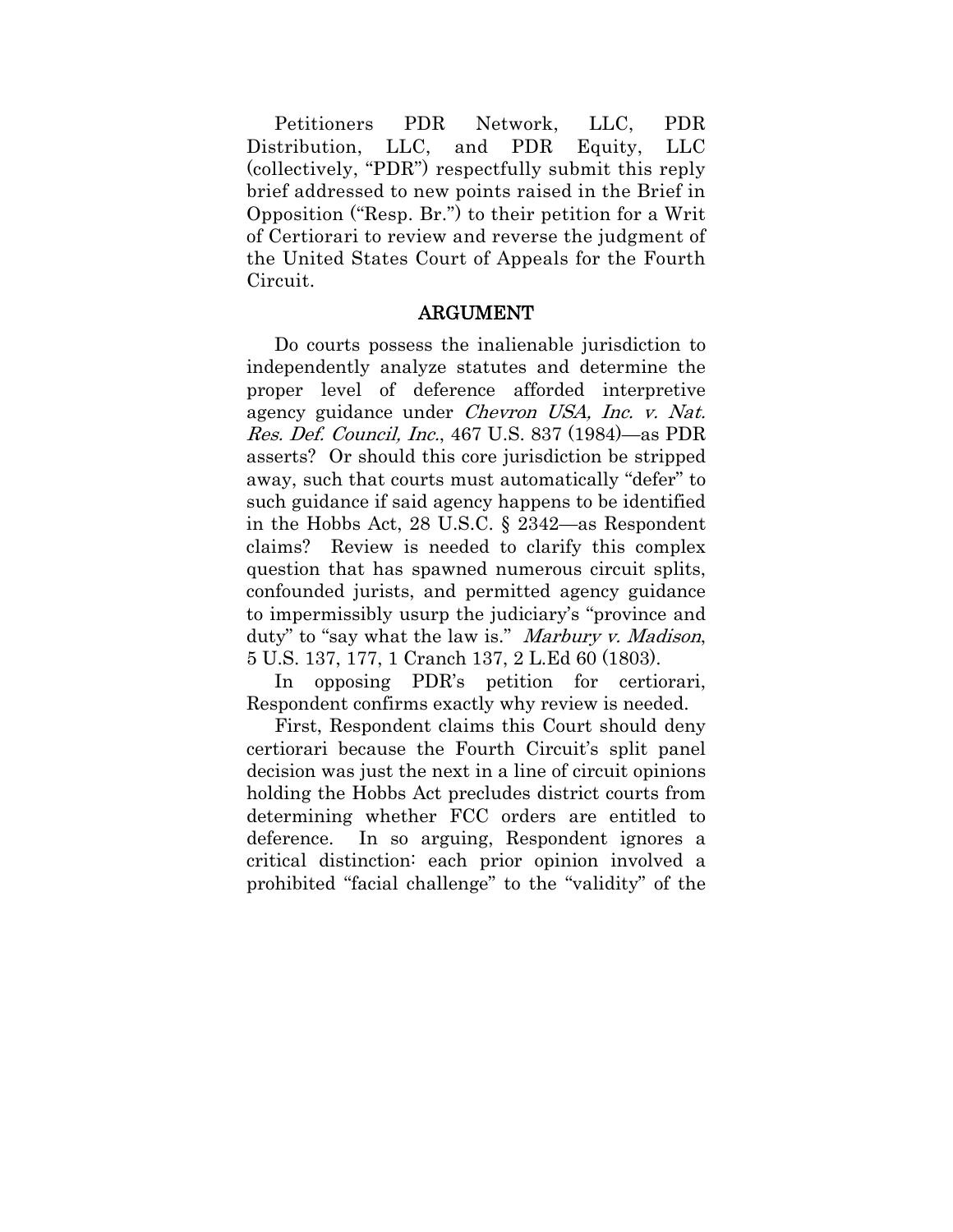Petitioners PDR Network, LLC, PDR Distribution, LLC, and PDR Equity, LLC (collectively, "PDR") respectfully submit this reply brief addressed to new points raised in the Brief in Opposition ("Resp. Br.") to their petition for a Writ of Certiorari to review and reverse the judgment of the United States Court of Appeals for the Fourth Circuit.

## ARGUMENT

Do courts possess the inalienable jurisdiction to independently analyze statutes and determine the proper level of deference afforded interpretive agency guidance under *Chevron USA, Inc. v. Nat. Res. Def. Council, Inc.*, 467 U.S. 837 (1984)—as PDR asserts? Or should this core jurisdiction be stripped away, such that courts must automatically "defer" to such guidance if said agency happens to be identified in the Hobbs Act, 28 U.S.C. § 2342—as Respondent claims? Review is needed to clarify this complex question that has spawned numerous circuit splits, confounded jurists, and permitted agency guidance to impermissibly usurp the judiciary's "province and duty" to "say what the law is." *Marbury v. Madison*, 5 U.S. 137, 177, 1 Cranch 137, 2 L.Ed 60 (1803).

In opposing PDR's petition for certiorari, Respondent confirms exactly why review is needed.

First, Respondent claims this Court should deny certiorari because the Fourth Circuit's split panel decision was just the next in a line of circuit opinions holding the Hobbs Act precludes district courts from determining whether FCC orders are entitled to deference. In so arguing, Respondent ignores a critical distinction: each prior opinion involved a prohibited "facial challenge" to the "validity" of the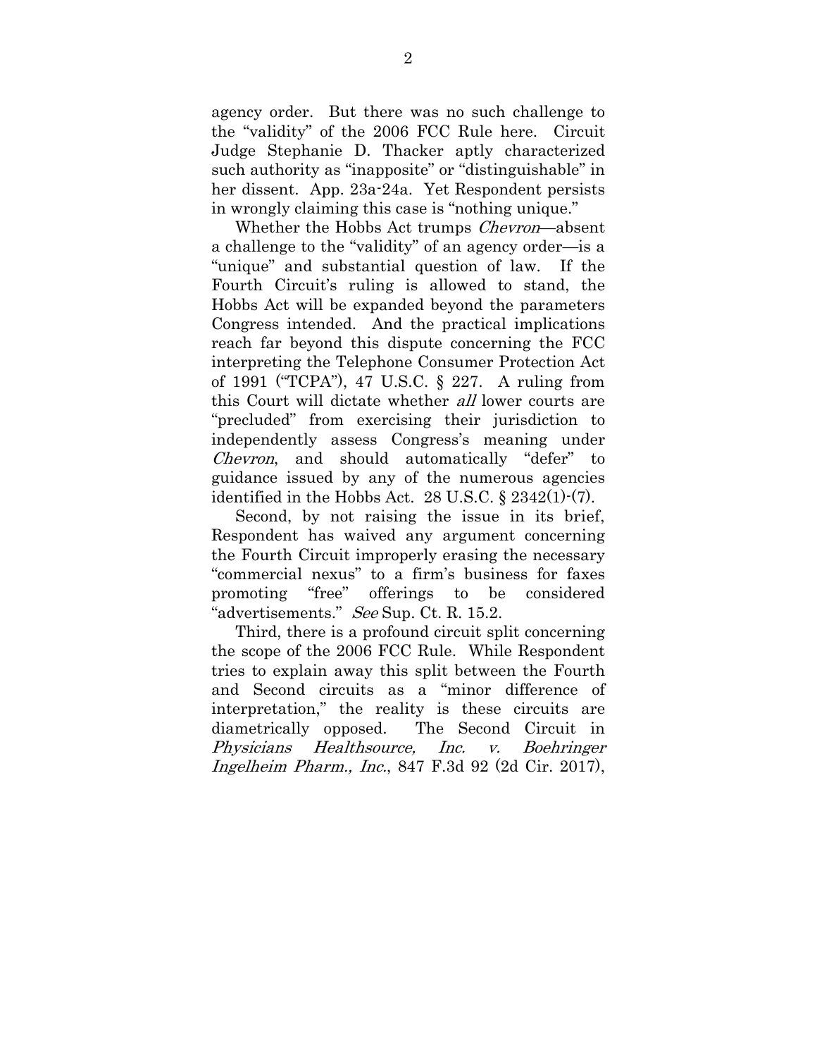agency order. But there was no such challenge to the "validity" of the 2006 FCC Rule here. Circuit Judge Stephanie D. Thacker aptly characterized such authority as "inapposite" or "distinguishable" in her dissent. App. 23a-24a. Yet Respondent persists in wrongly claiming this case is "nothing unique."

Whether the Hobbs Act trumps *Chevron*—absent a challenge to the "validity" of an agency order—is a "unique" and substantial question of law. If the Fourth Circuit's ruling is allowed to stand, the Hobbs Act will be expanded beyond the parameters Congress intended. And the practical implications reach far beyond this dispute concerning the FCC interpreting the Telephone Consumer Protection Act of 1991 ("TCPA"), 47 U.S.C. § 227. A ruling from this Court will dictate whether *all* lower courts are "precluded" from exercising their jurisdiction to independently assess Congress's meaning under *Chevron*, and should automatically "defer" to guidance issued by any of the numerous agencies identified in the Hobbs Act. 28 U.S.C. § 2342(1)-(7).

Second, by not raising the issue in its brief, Respondent has waived any argument concerning the Fourth Circuit improperly erasing the necessary "commercial nexus" to a firm's business for faxes promoting "free" offerings to be considered "advertisements." *See* Sup. Ct. R. 15.2.

Third, there is a profound circuit split concerning the scope of the 2006 FCC Rule. While Respondent tries to explain away this split between the Fourth and Second circuits as a "minor difference of interpretation," the reality is these circuits are diametrically opposed. The Second Circuit in *Physicians Healthsource, Inc. v. Boehringer Ingelheim Pharm., Inc.*, 847 F.3d 92 (2d Cir. 2017),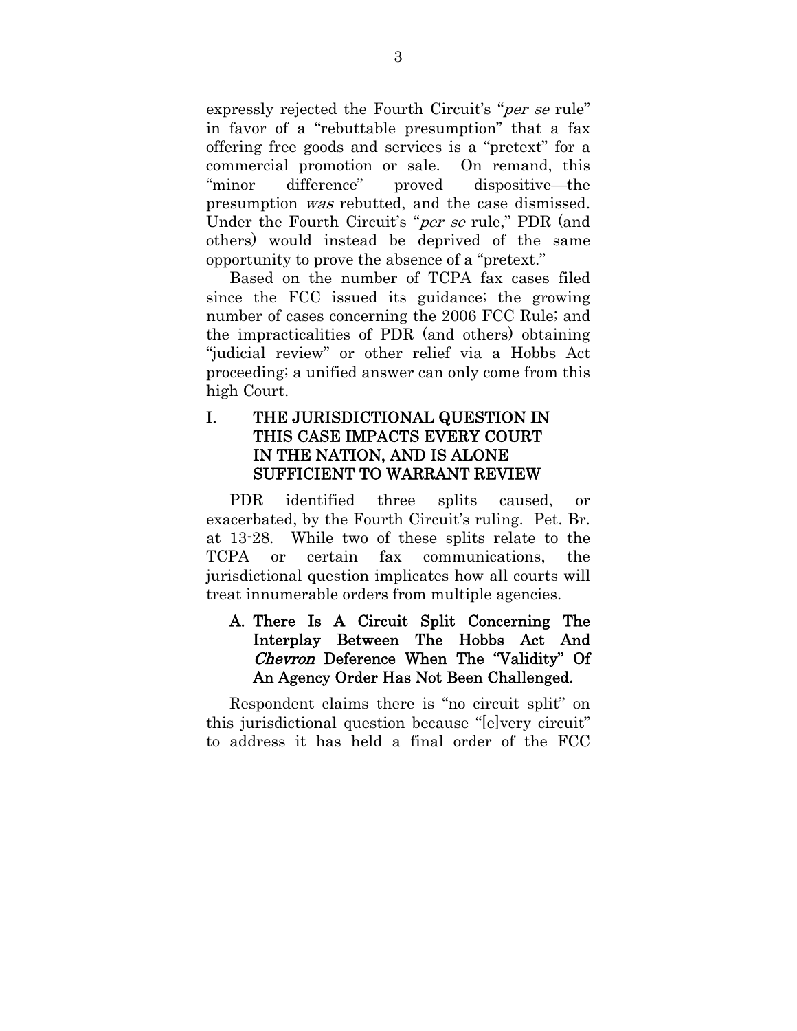expressly rejected the Fourth Circuit's "*per se* rule" in favor of a "rebuttable presumption" that a fax offering free goods and services is a "pretext" for a commercial promotion or sale. On remand, this "minor difference" proved dispositive—the presumption *was* rebutted, and the case dismissed. Under the Fourth Circuit's "*per se* rule," PDR (and others) would instead be deprived of the same opportunity to prove the absence of a "pretext."

Based on the number of TCPA fax cases filed since the FCC issued its guidance; the growing number of cases concerning the 2006 FCC Rule; and the impracticalities of PDR (and others) obtaining "judicial review" or other relief via a Hobbs Act proceeding; a unified answer can only come from this high Court.

## I. THE JURISDICTIONAL QUESTION IN THIS CASE IMPACTS EVERY COURT IN THE NATION, AND IS ALONE SUFFICIENT TO WARRANT REVIEW

PDR identified three splits caused, or exacerbated, by the Fourth Circuit's ruling. Pet. Br. at 13-28. While two of these splits relate to the TCPA or certain fax communications, the jurisdictional question implicates how all courts will treat innumerable orders from multiple agencies.

### A. There Is A Circuit Split Concerning The Interplay Between The Hobbs Act And *Chevron* Deference When The "Validity" Of An Agency Order Has Not Been Challenged.

Respondent claims there is "no circuit split" on this jurisdictional question because "[e]very circuit" to address it has held a final order of the FCC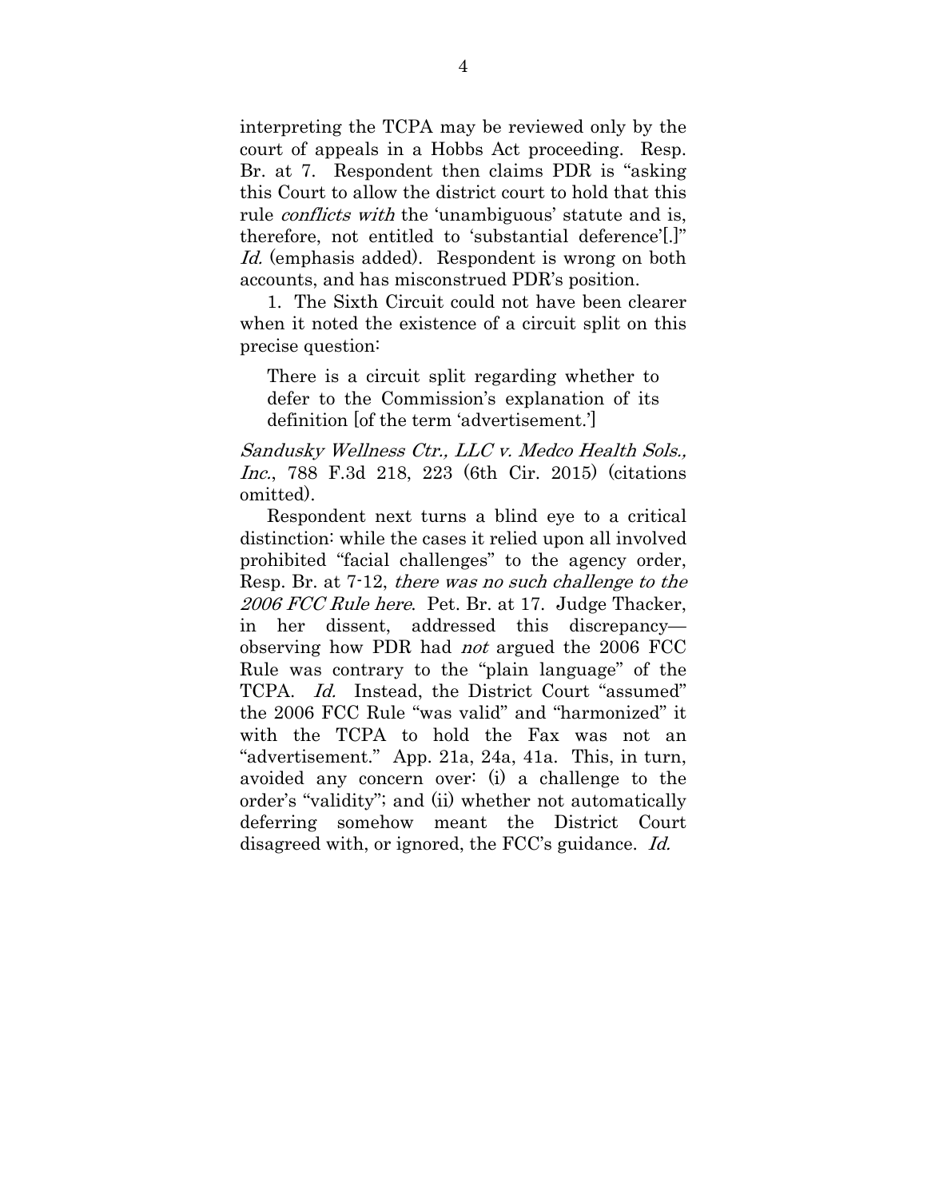interpreting the TCPA may be reviewed only by the court of appeals in a Hobbs Act proceeding. Resp. Br. at 7. Respondent then claims PDR is "asking this Court to allow the district court to hold that this rule *conflicts with* the 'unambiguous' statute and is, therefore, not entitled to 'substantial deference'[.]" *Id.* (emphasis added). Respondent is wrong on both accounts, and has misconstrued PDR's position.

1. The Sixth Circuit could not have been clearer when it noted the existence of a circuit split on this precise question:

> There is a circuit split regarding whether to defer to the Commission's explanation of its definition [of the term 'advertisement.']

*Sandusky Wellness Ctr., LLC v. Medco Health Sols., Inc.*, 788 F.3d 218, 223 (6th Cir. 2015) (citations omitted).

Respondent next turns a blind eye to a critical distinction: while the cases it relied upon all involved prohibited "facial challenges" to the agency order, Resp. Br. at 7-12, *there was no such challenge to the 2006 FCC Rule here*. Pet. Br. at 17. Judge Thacker, in her dissent, addressed this discrepancy—observing how PDR had *not* argued the 2006 FCC Rule was contrary to the "plain language" of the TCPA. *Id.* Instead, the District Court "assumed" the 2006 FCC Rule "was valid" and "harmonized" it with the TCPA to hold the Fax was not an "advertisement." App. 21a, 24a, 41a. This, in turn, avoided any concern over: (i) a challenge to the order's "validity"; and (ii) whether not automatically deferring somehow meant the District Court disagreed with, or ignored, the FCC's guidance. *Id.*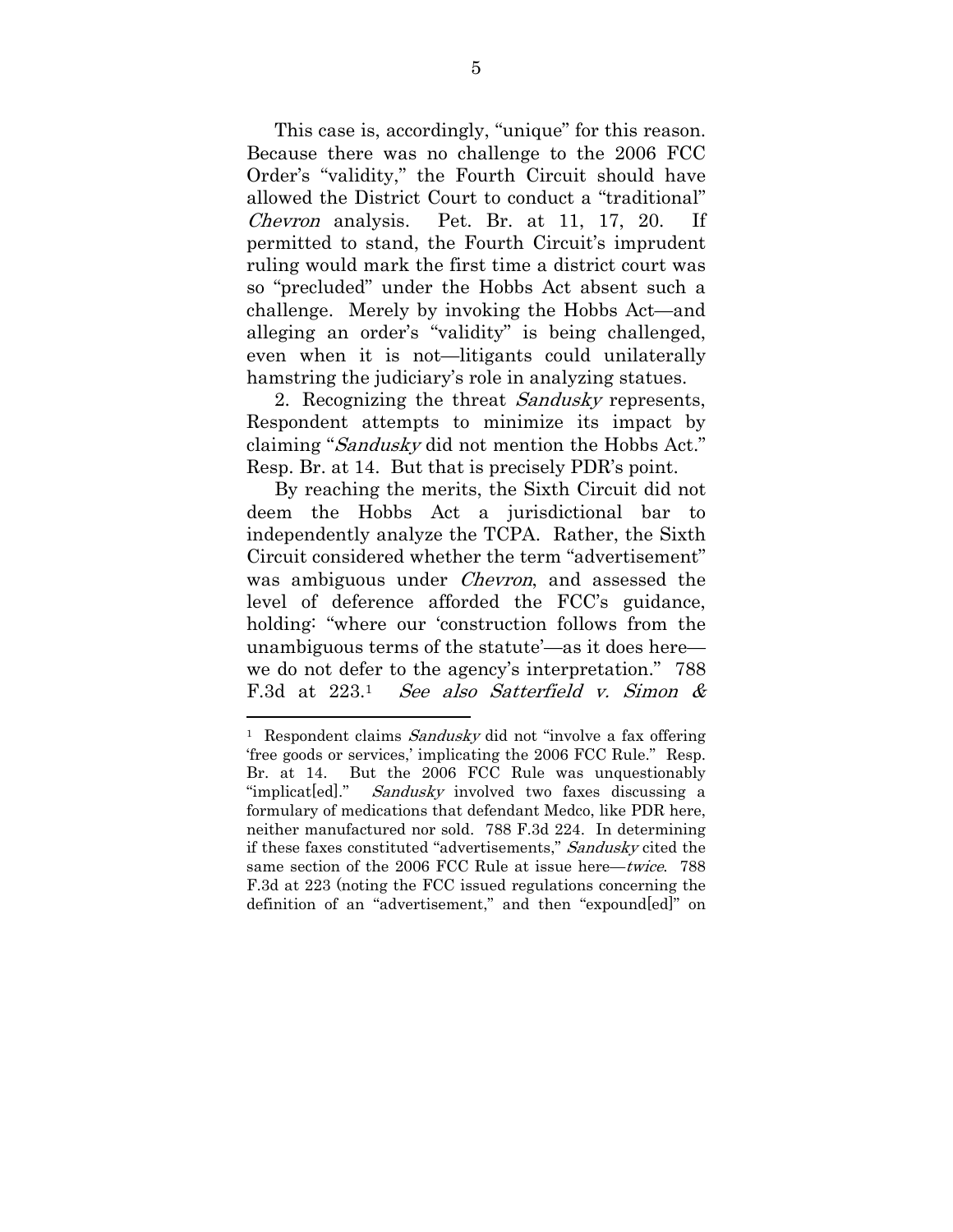This case is, accordingly, "unique" for this reason. Because there was no challenge to the 2006 FCC Order's "validity," the Fourth Circuit should have allowed the District Court to conduct a "traditional" *Chevron* analysis. Pet. Br. at 11, 17, 20. If permitted to stand, the Fourth Circuit's imprudent ruling would mark the first time a district court was so "precluded" under the Hobbs Act absent such a challenge. Merely by invoking the Hobbs Act—and alleging an order's "validity" is being challenged, even when it is not—litigants could unilaterally hamstring the judiciary's role in analyzing statues.

2. Recognizing the threat *Sandusky* represents, Respondent attempts to minimize its impact by claiming "*Sandusky* did not mention the Hobbs Act." Resp. Br. at 14. But that is precisely PDR's point.

By reaching the merits, the Sixth Circuit did not deem the Hobbs Act a jurisdictional bar to independently analyze the TCPA. Rather, the Sixth Circuit considered whether the term "advertisement" was ambiguous under *Chevron*, and assessed the level of deference afforded the FCC's guidance, holding: "where our 'construction follows from the unambiguous terms of the statute'—as it does here—we do not defer to the agency's interpretation." 788 F.3d at 223.[1] *See also Satterfield v. Simon &*

---

[1] Respondent claims *Sandusky* did not "involve a fax offering 'free goods or services,' implicating the 2006 FCC Rule." Resp. Br. at 14. But the 2006 FCC Rule was unquestionably "implicat[ed]." *Sandusky* involved two faxes discussing a formulary of medications that defendant Medco, like PDR here, neither manufactured nor sold. 788 F.3d 224. In determining if these faxes constituted "advertisements," *Sandusky* cited the same section of the 2006 FCC Rule at issue here—*twice*. 788 F.3d at 223 (noting the FCC issued regulations concerning the definition of an "advertisement," and then "expound[ed]" on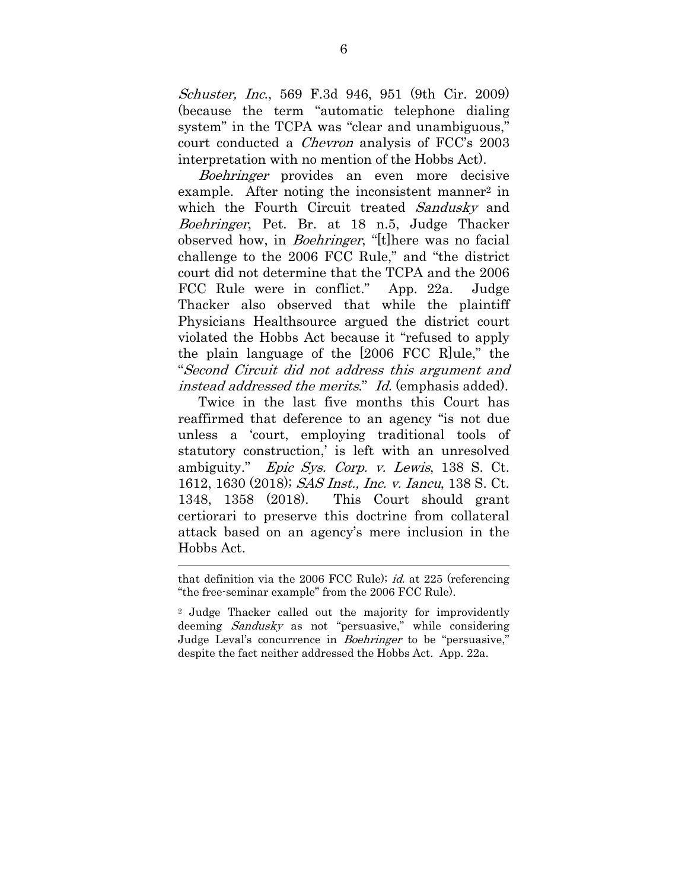*Schuster, Inc.*, 569 F.3d 946, 951 (9th Cir. 2009) (because the term "automatic telephone dialing system" in the TCPA was "clear and unambiguous," court conducted a *Chevron* analysis of FCC's 2003 interpretation with no mention of the Hobbs Act).

*Boehringer* provides an even more decisive example. After noting the inconsistent manner[2] in which the Fourth Circuit treated *Sandusky* and *Boehringer*, Pet. Br. at 18 n.5, Judge Thacker observed how, in *Boehringer*, "[t]here was no facial challenge to the 2006 FCC Rule," and "the district court did not determine that the TCPA and the 2006 FCC Rule were in conflict." App. 22a. Judge Thacker also observed that while the plaintiff Physicians Healthsource argued the district court violated the Hobbs Act because it "refused to apply the plain language of the [2006 FCC R]ule," the "*Second Circuit did not address this argument and instead addressed the merits*." *Id.* (emphasis added).

Twice in the last five months this Court has reaffirmed that deference to an agency "is not due unless a 'court, employing traditional tools of statutory construction,' is left with an unresolved ambiguity." *Epic Sys. Corp. v. Lewis*, 138 S. Ct. 1612, 1630 (2018); *SAS Inst., Inc. v. Iancu*, 138 S. Ct. 1348, 1358 (2018). This Court should grant certiorari to preserve this doctrine from collateral attack based on an agency's mere inclusion in the Hobbs Act.

---

that definition via the 2006 FCC Rule); *id.* at 225 (referencing "the free-seminar example" from the 2006 FCC Rule).

[2] Judge Thacker called out the majority for improvidently deeming *Sandusky* as not "persuasive," while considering Judge Leval's concurrence in *Boehringer* to be "persuasive," despite the fact neither addressed the Hobbs Act. App. 22a.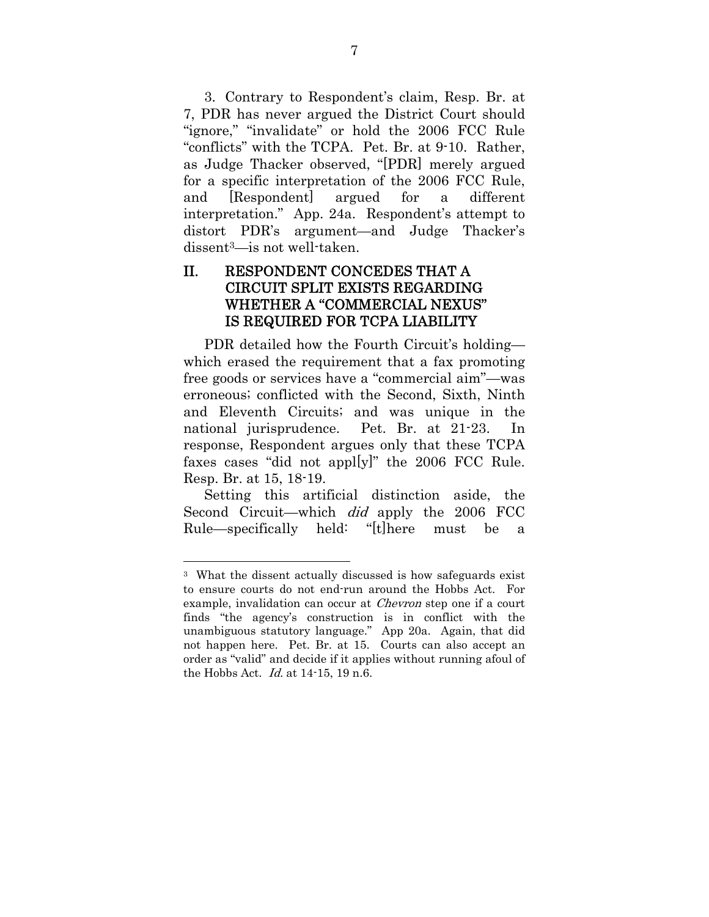3. Contrary to Respondent's claim, Resp. Br. at 7, PDR has never argued the District Court should "ignore," "invalidate" or hold the 2006 FCC Rule "conflicts" with the TCPA. Pet. Br. at 9-10. Rather, as Judge Thacker observed, "[PDR] merely argued for a specific interpretation of the 2006 FCC Rule, and [Respondent] argued for a different interpretation." App. 24a. Respondent's attempt to distort PDR's argument—and Judge Thacker's dissent[3]—is not well-taken.

## II. RESPONDENT CONCEDES THAT A CIRCUIT SPLIT EXISTS REGARDING WHETHER A "COMMERCIAL NEXUS" IS REQUIRED FOR TCPA LIABILITY

PDR detailed how the Fourth Circuit's holding—which erased the requirement that a fax promoting free goods or services have a "commercial aim"—was erroneous; conflicted with the Second, Sixth, Ninth and Eleventh Circuits; and was unique in the national jurisprudence. Pet. Br. at 21-23. In response, Respondent argues only that these TCPA faxes cases "did not appl[y]" the 2006 FCC Rule. Resp. Br. at 15, 18-19.

Setting this artificial distinction aside, the Second Circuit—which *did* apply the 2006 FCC Rule—specifically held: "[t]here must be a

---

[3] What the dissent actually discussed is how safeguards exist to ensure courts do not end-run around the Hobbs Act. For example, invalidation can occur at *Chevron* step one if a court finds "the agency's construction is in conflict with the unambiguous statutory language." App 20a. Again, that did not happen here. Pet. Br. at 15. Courts can also accept an order as "valid" and decide if it applies without running afoul of the Hobbs Act. *Id.* at 14-15, 19 n.6.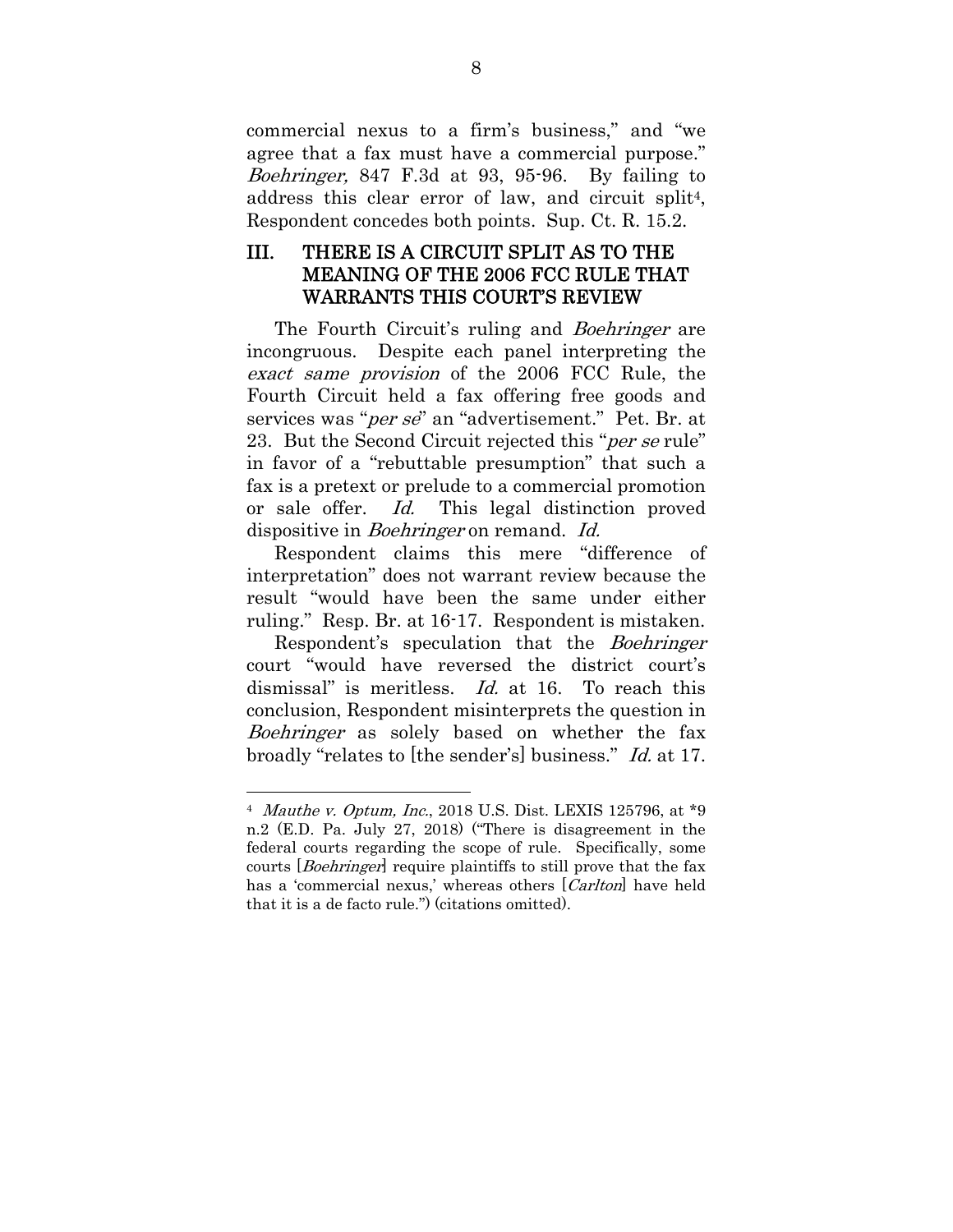commercial nexus to a firm's business," and "we agree that a fax must have a commercial purpose." *Boehringer,* 847 F.3d at 93, 95-96. By failing to address this clear error of law, and circuit split[4], Respondent concedes both points. Sup. Ct. R. 15.2.

## III. THERE IS A CIRCUIT SPLIT AS TO THE MEANING OF THE 2006 FCC RULE THAT WARRANTS THIS COURT'S REVIEW

The Fourth Circuit's ruling and *Boehringer* are incongruous. Despite each panel interpreting the *exact same provision* of the 2006 FCC Rule, the Fourth Circuit held a fax offering free goods and services was "*per se*" an "advertisement." Pet. Br. at 23. But the Second Circuit rejected this "*per se* rule" in favor of a "rebuttable presumption" that such a fax is a pretext or prelude to a commercial promotion or sale offer. *Id.* This legal distinction proved dispositive in *Boehringer* on remand. *Id.*

Respondent claims this mere "difference of interpretation" does not warrant review because the result "would have been the same under either ruling." Resp. Br. at 16-17. Respondent is mistaken.

Respondent's speculation that the *Boehringer* court "would have reversed the district court's dismissal" is meritless. *Id.* at 16. To reach this conclusion, Respondent misinterprets the question in *Boehringer* as solely based on whether the fax broadly "relates to [the sender's] business." *Id.* at 17.

---

[4] *Mauthe v. Optum, Inc.*, 2018 U.S. Dist. LEXIS 125796, at *9 n.2 (E.D. Pa. July 27, 2018) ("There is disagreement in the federal courts regarding the scope of rule. Specifically, some courts [*Boehringer*] require plaintiffs to still prove that the fax has a 'commercial nexus,' whereas others [*Carlton*] have held that it is a de facto rule.") (citations omitted).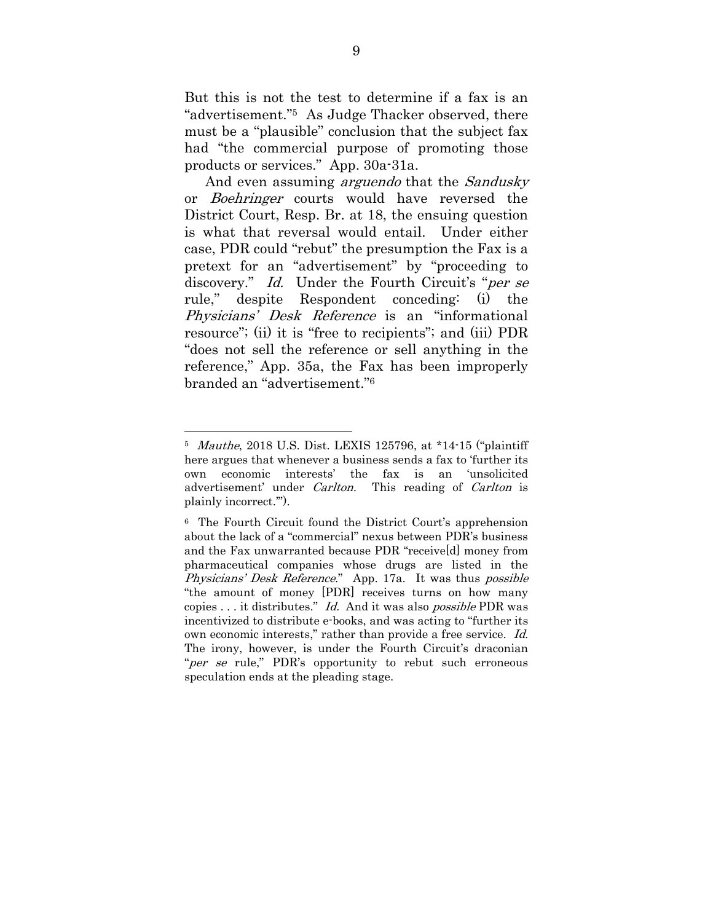But this is not the test to determine if a fax is an "advertisement."[5] As Judge Thacker observed, there must be a "plausible" conclusion that the subject fax had "the commercial purpose of promoting those products or services." App. 30a-31a.

And even assuming *arguendo* that the *Sandusky* or *Boehringer* courts would have reversed the District Court, Resp. Br. at 18, the ensuing question is what that reversal would entail. Under either case, PDR could "rebut" the presumption the Fax is a pretext for an "advertisement" by "proceeding to discovery." *Id.* Under the Fourth Circuit's "*per se* rule," despite Respondent conceding: (i) the *Physicians' Desk Reference* is an "informational resource"; (ii) it is "free to recipients"; and (iii) PDR "does not sell the reference or sell anything in the reference," App. 35a, the Fax has been improperly branded an "advertisement."[6]

---

[5] *Mauthe*, 2018 U.S. Dist. LEXIS 125796, at *14-15 ("plaintiff here argues that whenever a business sends a fax to 'further its own economic interests' the fax is an 'unsolicited advertisement' under *Carlton.* This reading of *Carlton* is plainly incorrect.'").

[6] The Fourth Circuit found the District Court's apprehension about the lack of a "commercial" nexus between PDR's business and the Fax unwarranted because PDR "receive[d] money from pharmaceutical companies whose drugs are listed in the *Physicians' Desk Reference*." App. 17a. It was thus *possible* "the amount of money [PDR] receives turns on how many copies . . . it distributes." *Id.* And it was also *possible* PDR was incentivized to distribute e-books, and was acting to "further its own economic interests," rather than provide a free service. *Id.* The irony, however, is under the Fourth Circuit's draconian "*per se* rule," PDR's opportunity to rebut such erroneous speculation ends at the pleading stage.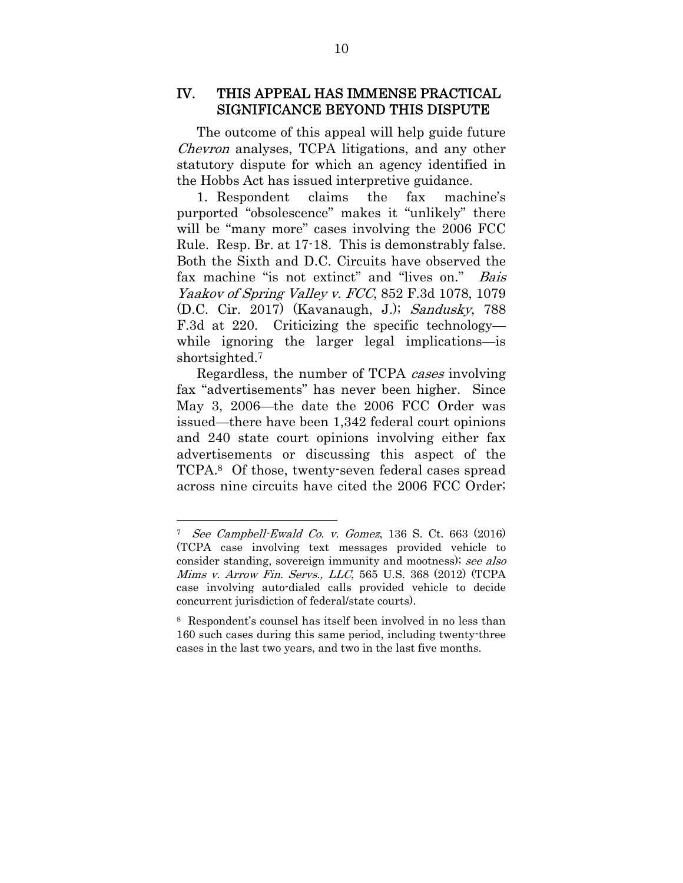## IV. THIS APPEAL HAS IMMENSE PRACTICAL SIGNIFICANCE BEYOND THIS DISPUTE

The outcome of this appeal will help guide future *Chevron* analyses, TCPA litigations, and any other statutory dispute for which an agency identified in the Hobbs Act has issued interpretive guidance.

1. Respondent claims the fax machine's purported "obsolescence" makes it "unlikely" there will be "many more" cases involving the 2006 FCC Rule. Resp. Br. at 17-18. This is demonstrably false. Both the Sixth and D.C. Circuits have observed the fax machine "is not extinct" and "lives on." *Bais Yaakov of Spring Valley v. FCC*, 852 F.3d 1078, 1079 (D.C. Cir. 2017) (Kavanaugh, J.); *Sandusky*, 788 F.3d at 220. Criticizing the specific technology—while ignoring the larger legal implications—is shortsighted.[7]

Regardless, the number of TCPA *cases* involving fax "advertisements" has never been higher. Since May 3, 2006—the date the 2006 FCC Order was issued—there have been 1,342 federal court opinions and 240 state court opinions involving either fax advertisements or discussing this aspect of the TCPA.[8] Of those, twenty-seven federal cases spread across nine circuits have cited the 2006 FCC Order;

---

[7] *See Campbell-Ewald Co. v. Gomez*, 136 S. Ct. 663 (2016) (TCPA case involving text messages provided vehicle to consider standing, sovereign immunity and mootness); *see also Mims v. Arrow Fin. Servs., LLC*, 565 U.S. 368 (2012) (TCPA case involving auto-dialed calls provided vehicle to decide concurrent jurisdiction of federal/state courts).

[8] Respondent's counsel has itself been involved in no less than 160 such cases during this same period, including twenty-three cases in the last two years, and two in the last five months.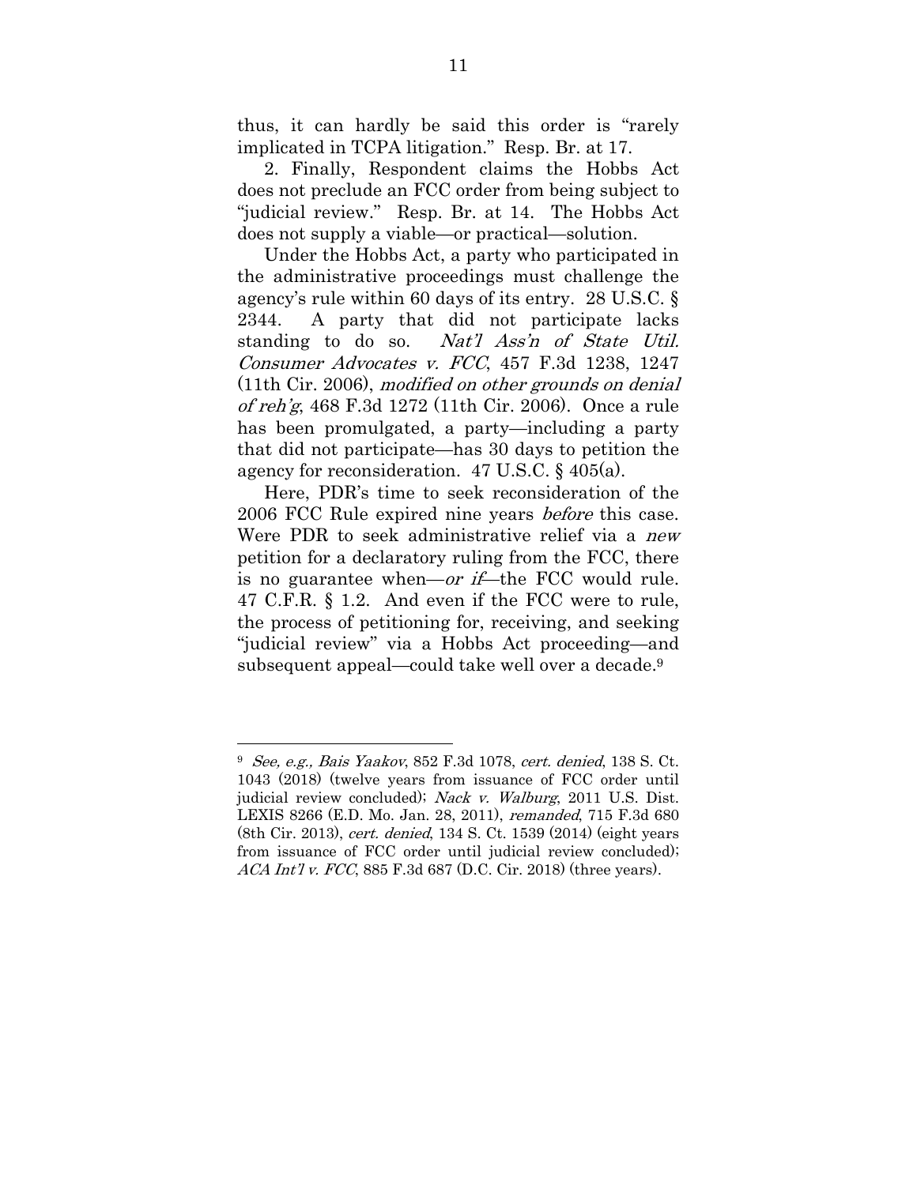thus, it can hardly be said this order is "rarely implicated in TCPA litigation." Resp. Br. at 17.

2. Finally, Respondent claims the Hobbs Act does not preclude an FCC order from being subject to "judicial review." Resp. Br. at 14. The Hobbs Act does not supply a viable—or practical—solution.

Under the Hobbs Act, a party who participated in the administrative proceedings must challenge the agency's rule within 60 days of its entry. 28 U.S.C. § 2344. A party that did not participate lacks standing to do so. *Nat'l Ass'n of State Util. Consumer Advocates v. FCC*, 457 F.3d 1238, 1247 (11th Cir. 2006), *modified on other grounds on denial of reh'g*, 468 F.3d 1272 (11th Cir. 2006). Once a rule has been promulgated, a party—including a party that did not participate—has 30 days to petition the agency for reconsideration. 47 U.S.C. § 405(a).

Here, PDR's time to seek reconsideration of the 2006 FCC Rule expired nine years *before* this case. Were PDR to seek administrative relief via a *new* petition for a declaratory ruling from the FCC, there is no guarantee when—*or if*—the FCC would rule. 47 C.F.R. § 1.2. And even if the FCC were to rule, the process of petitioning for, receiving, and seeking "judicial review" via a Hobbs Act proceeding—and subsequent appeal—could take well over a decade.[9]

---

[9] *See, e.g., Bais Yaakov*, 852 F.3d 1078, *cert. denied*, 138 S. Ct. 1043 (2018) (twelve years from issuance of FCC order until judicial review concluded); *Nack v. Walburg*, 2011 U.S. Dist. LEXIS 8266 (E.D. Mo. Jan. 28, 2011), *remanded*, 715 F.3d 680 (8th Cir. 2013), *cert. denied*, 134 S. Ct. 1539 (2014) (eight years from issuance of FCC order until judicial review concluded); *ACA Int'l v. FCC*, 885 F.3d 687 (D.C. Cir. 2018) (three years).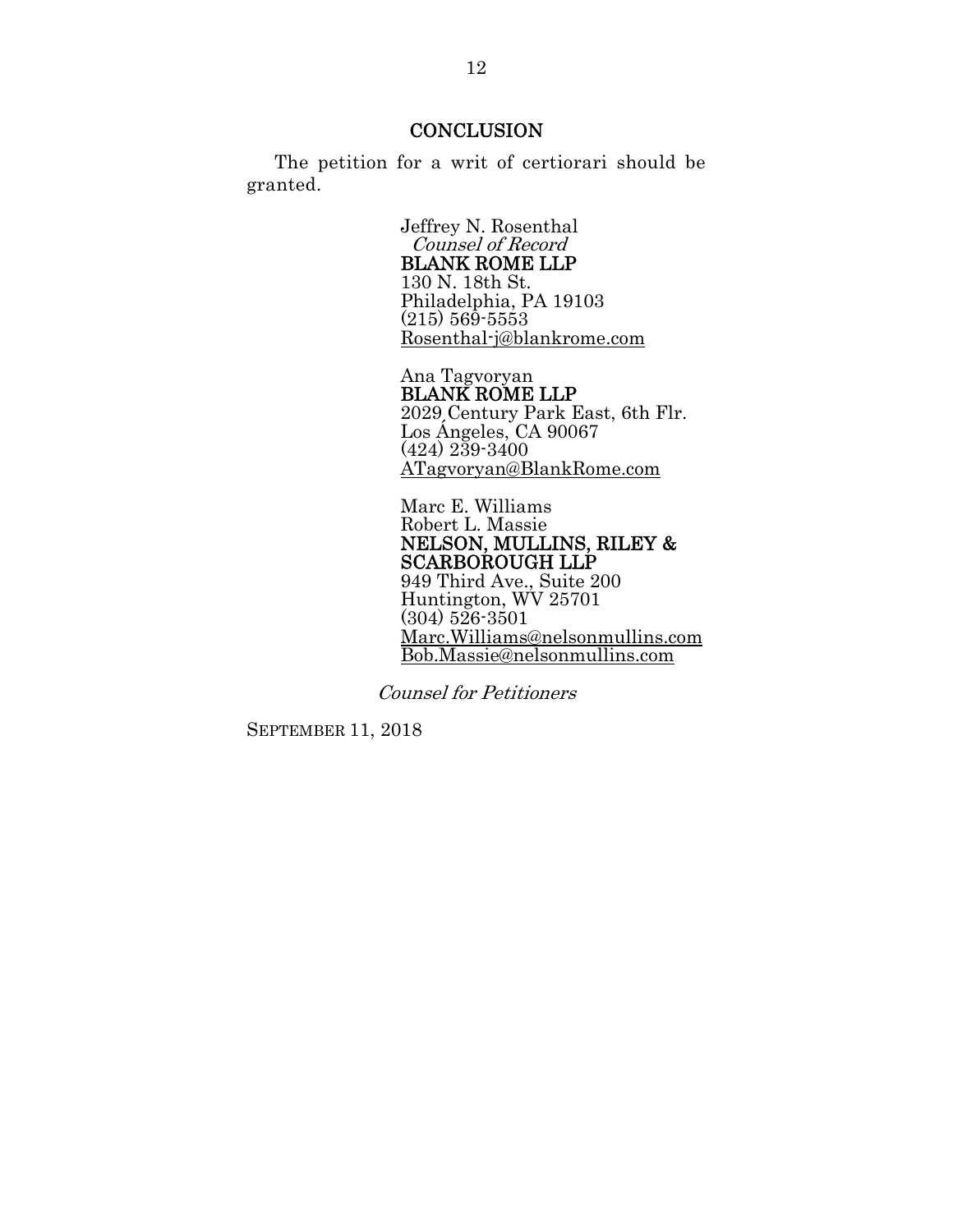## CONCLUSION

The petition for a writ of certiorari should be granted.

Jeffrey N. Rosenthal
*Counsel of Record*
**BLANK ROME LLP**
130 N. 18th St.
Philadelphia, PA 19103
(215) 569-5553
Rosenthal-j@blankrome.com

Ana Tagvoryan
**BLANK ROME LLP**
2029 Century Park East, 6th Flr.
Los Angeles, CA 90067
(424) 239-3400
ATagvoryan@BlankRome.com

Marc E. Williams
Robert L. Massie
**NELSON, MULLINS, RILEY & SCARBOROUGH LLP**
949 Third Ave., Suite 200
Huntington, WV 25701
(304) 526-3501
Marc.Williams@nelsonmullins.com
Bob.Massie@nelsonmullins.com

*Counsel for Petitioners*

SEPTEMBER 11, 2018